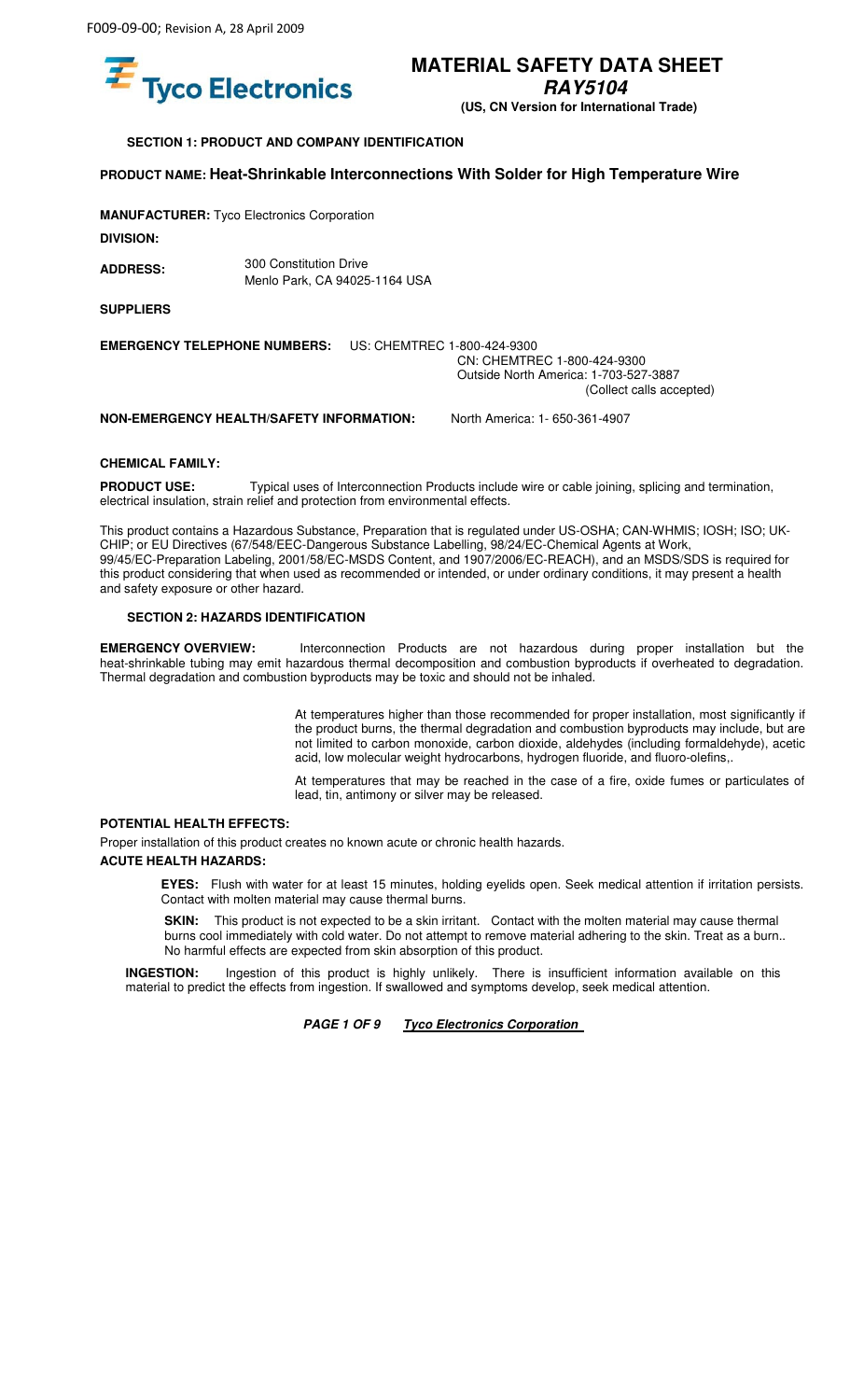F009-09-00; Revision A, 28 April 2009

Tyco Electronics

# MATERIAL SAFETY DATA SHEET

***RAY5104***

**(US, CN Version for International Trade)**

## SECTION 1: PRODUCT AND COMPANY IDENTIFICATION

**PRODUCT NAME: Heat-Shrinkable Interconnections With Solder for High Temperature Wire**

**MANUFACTURER:** Tyco Electronics Corporation

**DIVISION:**

**ADDRESS:** 300 Constitution Drive
Menlo Park, CA 94025-1164 USA

**SUPPLIERS**

**EMERGENCY TELEPHONE NUMBERS:** US: CHEMTREC 1-800-424-9300
CN: CHEMTREC 1-800-424-9300
Outside North America: 1-703-527-3887
(Collect calls accepted)

**NON-EMERGENCY HEALTH/SAFETY INFORMATION:** North America: 1- 650-361-4907

**CHEMICAL FAMILY:**

**PRODUCT USE:** Typical uses of Interconnection Products include wire or cable joining, splicing and termination, electrical insulation, strain relief and protection from environmental effects.

This product contains a Hazardous Substance, Preparation that is regulated under US-OSHA; CAN-WHMIS; IOSH; ISO; UK-CHIP; or EU Directives (67/548/EEC-Dangerous Substance Labelling, 98/24/EC-Chemical Agents at Work, 99/45/EC-Preparation Labeling, 2001/58/EC-MSDS Content, and 1907/2006/EC-REACH), and an MSDS/SDS is required for this product considering that when used as recommended or intended, or under ordinary conditions, it may present a health and safety exposure or other hazard.

## SECTION 2: HAZARDS IDENTIFICATION

**EMERGENCY OVERVIEW:** Interconnection Products are not hazardous during proper installation but the heat-shrinkable tubing may emit hazardous thermal decomposition and combustion byproducts if overheated to degradation. Thermal degradation and combustion byproducts may be toxic and should not be inhaled.

At temperatures higher than those recommended for proper installation, most significantly if the product burns, the thermal degradation and combustion byproducts may include, but are not limited to carbon monoxide, carbon dioxide, aldehydes (including formaldehyde), acetic acid, low molecular weight hydrocarbons, hydrogen fluoride, and fluoro-olefins,.

At temperatures that may be reached in the case of a fire, oxide fumes or particulates of lead, tin, antimony or silver may be released.

**POTENTIAL HEALTH EFFECTS:**

Proper installation of this product creates no known acute or chronic health hazards.

**ACUTE HEALTH HAZARDS:**

**EYES:** Flush with water for at least 15 minutes, holding eyelids open. Seek medical attention if irritation persists. Contact with molten material may cause thermal burns.

**SKIN:** This product is not expected to be a skin irritant. Contact with the molten material may cause thermal burns cool immediately with cold water. Do not attempt to remove material adhering to the skin. Treat as a burn.. No harmful effects are expected from skin absorption of this product.

**INGESTION:** Ingestion of this product is highly unlikely. There is insufficient information available on this material to predict the effects from ingestion. If swallowed and symptoms develop, seek medical attention.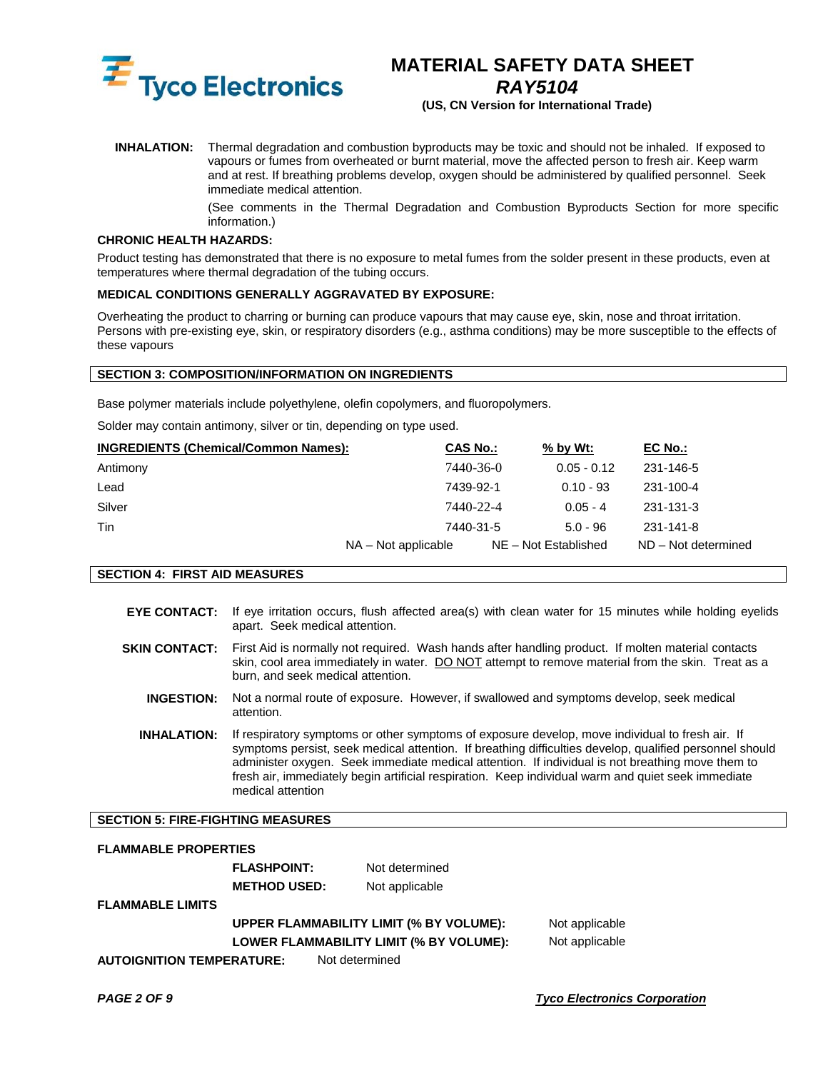**INHALATION:** Thermal degradation and combustion byproducts may be toxic and should not be inhaled. If exposed to vapours or fumes from overheated or burnt material, move the affected person to fresh air. Keep warm and at rest. If breathing problems develop, oxygen should be administered by qualified personnel. Seek immediate medical attention.

(See comments in the Thermal Degradation and Combustion Byproducts Section for more specific information.)

**CHRONIC HEALTH HAZARDS:**

Product testing has demonstrated that there is no exposure to metal fumes from the solder present in these products, even at temperatures where thermal degradation of the tubing occurs.

**MEDICAL CONDITIONS GENERALLY AGGRAVATED BY EXPOSURE:**

Overheating the product to charring or burning can produce vapours that may cause eye, skin, nose and throat irritation. Persons with pre-existing eye, skin, or respiratory disorders (e.g., asthma conditions) may be more susceptible to the effects of these vapours

## SECTION 3: COMPOSITION/INFORMATION ON INGREDIENTS

Base polymer materials include polyethylene, olefin copolymers, and fluoropolymers.

Solder may contain antimony, silver or tin, depending on type used.

| INGREDIENTS (Chemical/Common Names): | CAS No.: | % by Wt: | EC No.: |
|---|---|---|---|
| Antimony | 7440-36-0 | 0.05 - 0.12 | 231-146-5 |
| Lead | 7439-92-1 | 0.10 - 93 | 231-100-4 |
| Silver | 7440-22-4 | 0.05 - 4 | 231-131-3 |
| Tin | 7440-31-5 | 5.0 - 96 | 231-141-8 |

NA – Not applicable NE – Not Established ND – Not determined

## SECTION 4: FIRST AID MEASURES

**EYE CONTACT:** If eye irritation occurs, flush affected area(s) with clean water for 15 minutes while holding eyelids apart. Seek medical attention.

**SKIN CONTACT:** First Aid is normally not required. Wash hands after handling product. If molten material contacts skin, cool area immediately in water. DO NOT attempt to remove material from the skin. Treat as a burn, and seek medical attention.

**INGESTION:** Not a normal route of exposure. However, if swallowed and symptoms develop, seek medical attention.

**INHALATION:** If respiratory symptoms or other symptoms of exposure develop, move individual to fresh air. If symptoms persist, seek medical attention. If breathing difficulties develop, qualified personnel should administer oxygen. Seek immediate medical attention. If individual is not breathing move them to fresh air, immediately begin artificial respiration. Keep individual warm and quiet seek immediate medical attention

## SECTION 5: FIRE-FIGHTING MEASURES

**FLAMMABLE PROPERTIES**

**FLASHPOINT:** Not determined

**METHOD USED:** Not applicable

**FLAMMABLE LIMITS**

**UPPER FLAMMABILITY LIMIT (% BY VOLUME):** Not applicable

**LOWER FLAMMABILITY LIMIT (% BY VOLUME):** Not applicable

**AUTOIGNITION TEMPERATURE:** Not determined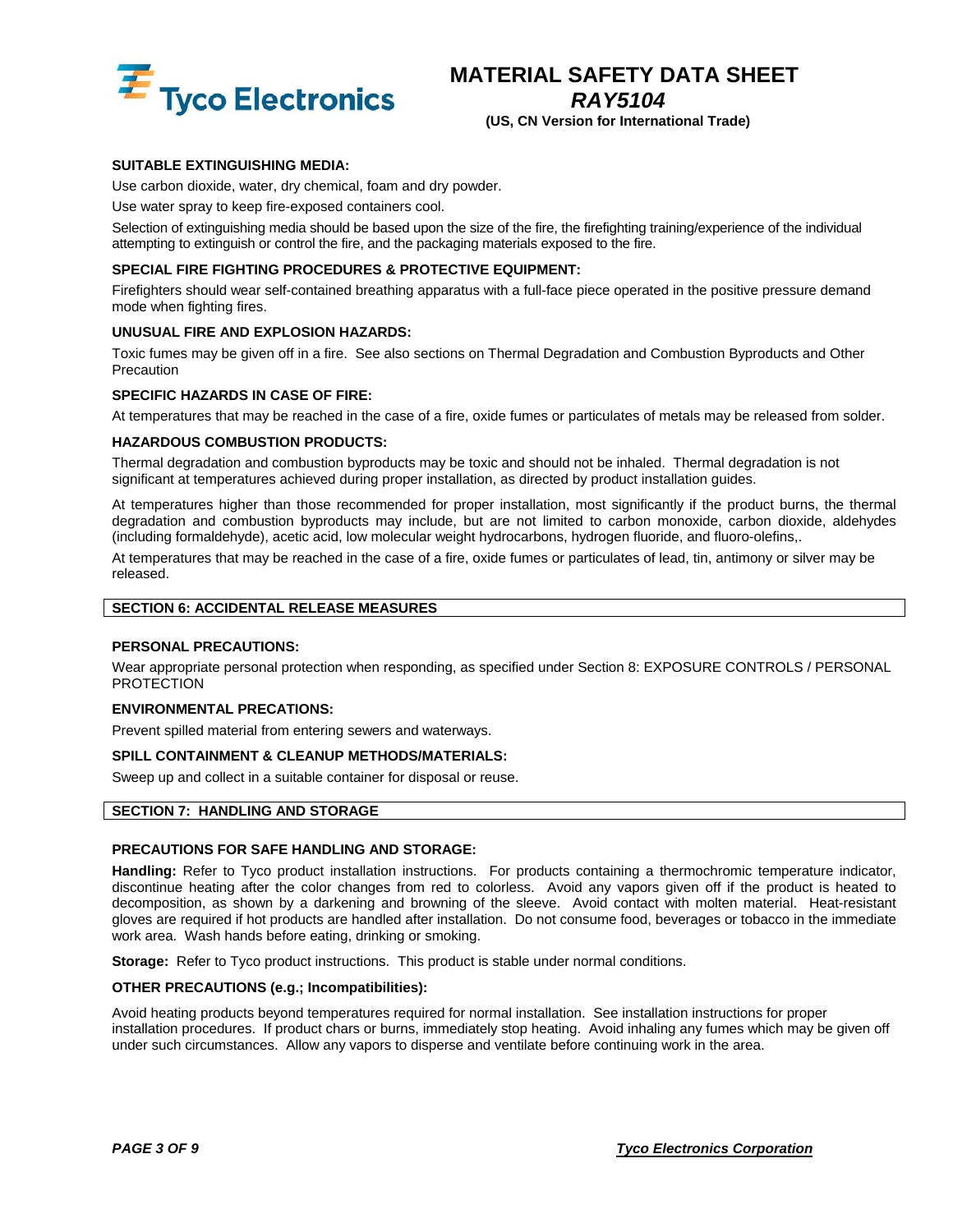**SUITABLE EXTINGUISHING MEDIA:**

Use carbon dioxide, water, dry chemical, foam and dry powder.

Use water spray to keep fire-exposed containers cool.

Selection of extinguishing media should be based upon the size of the fire, the firefighting training/experience of the individual attempting to extinguish or control the fire, and the packaging materials exposed to the fire.

**SPECIAL FIRE FIGHTING PROCEDURES & PROTECTIVE EQUIPMENT:**

Firefighters should wear self-contained breathing apparatus with a full-face piece operated in the positive pressure demand mode when fighting fires.

**UNUSUAL FIRE AND EXPLOSION HAZARDS:**

Toxic fumes may be given off in a fire. See also sections on Thermal Degradation and Combustion Byproducts and Other Precaution

**SPECIFIC HAZARDS IN CASE OF FIRE:**

At temperatures that may be reached in the case of a fire, oxide fumes or particulates of metals may be released from solder.

**HAZARDOUS COMBUSTION PRODUCTS:**

Thermal degradation and combustion byproducts may be toxic and should not be inhaled. Thermal degradation is not significant at temperatures achieved during proper installation, as directed by product installation guides.

At temperatures higher than those recommended for proper installation, most significantly if the product burns, the thermal degradation and combustion byproducts may include, but are not limited to carbon monoxide, carbon dioxide, aldehydes (including formaldehyde), acetic acid, low molecular weight hydrocarbons, hydrogen fluoride, and fluoro-olefins,.

At temperatures that may be reached in the case of a fire, oxide fumes or particulates of lead, tin, antimony or silver may be released.

## SECTION 6: ACCIDENTAL RELEASE MEASURES

**PERSONAL PRECAUTIONS:**

Wear appropriate personal protection when responding, as specified under Section 8: EXPOSURE CONTROLS / PERSONAL PROTECTION

**ENVIRONMENTAL PRECATIONS:**

Prevent spilled material from entering sewers and waterways.

**SPILL CONTAINMENT & CLEANUP METHODS/MATERIALS:**

Sweep up and collect in a suitable container for disposal or reuse.

## SECTION 7: HANDLING AND STORAGE

**PRECAUTIONS FOR SAFE HANDLING AND STORAGE:**

**Handling:** Refer to Tyco product installation instructions. For products containing a thermochromic temperature indicator, discontinue heating after the color changes from red to colorless. Avoid any vapors given off if the product is heated to decomposition, as shown by a darkening and browning of the sleeve. Avoid contact with molten material. Heat-resistant gloves are required if hot products are handled after installation. Do not consume food, beverages or tobacco in the immediate work area. Wash hands before eating, drinking or smoking.

**Storage:** Refer to Tyco product instructions. This product is stable under normal conditions.

**OTHER PRECAUTIONS (e.g.; Incompatibilities):**

Avoid heating products beyond temperatures required for normal installation. See installation instructions for proper installation procedures. If product chars or burns, immediately stop heating. Avoid inhaling any fumes which may be given off under such circumstances. Allow any vapors to disperse and ventilate before continuing work in the area.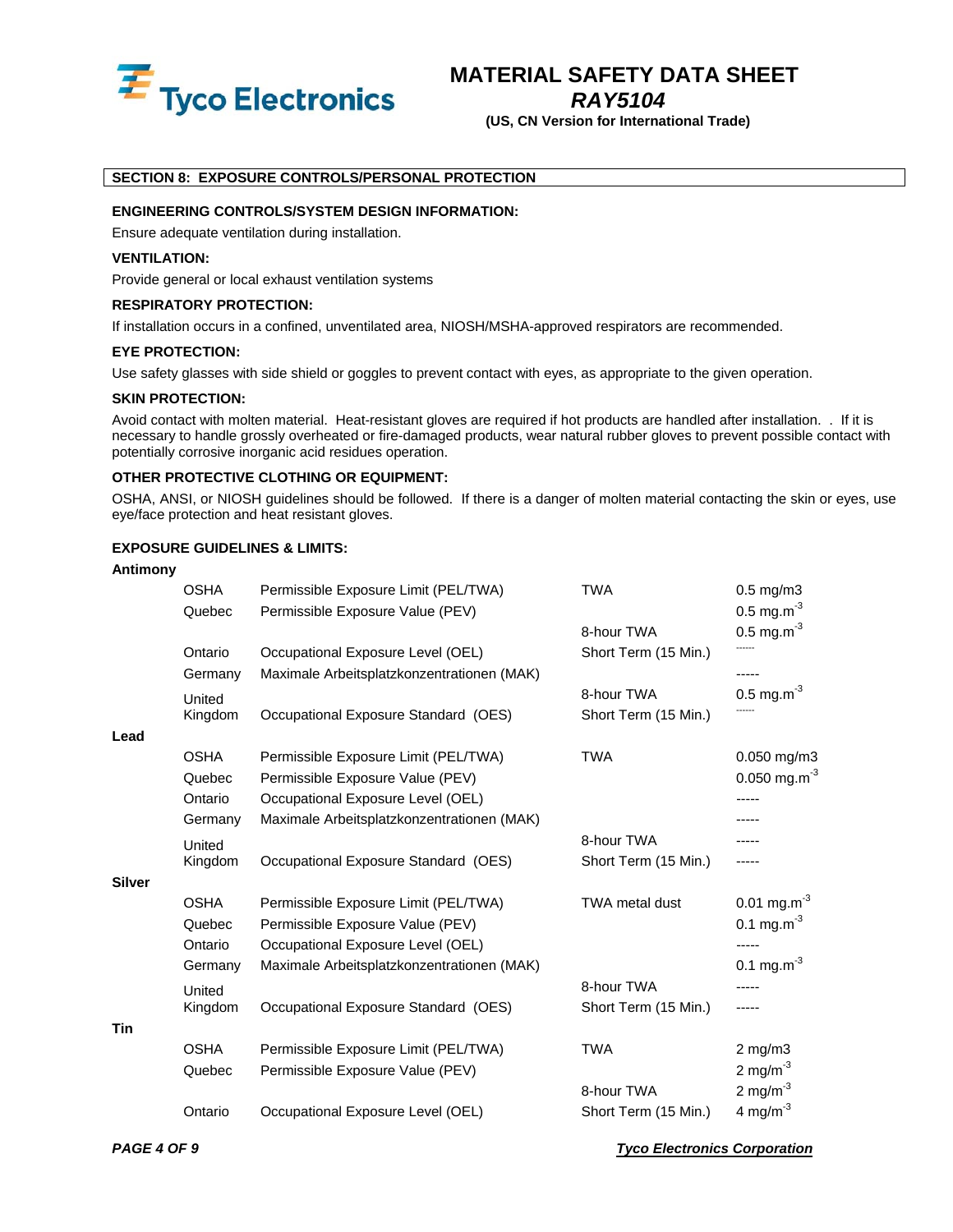## SECTION 8: EXPOSURE CONTROLS/PERSONAL PROTECTION

**ENGINEERING CONTROLS/SYSTEM DESIGN INFORMATION:**

Ensure adequate ventilation during installation.

**VENTILATION:**

Provide general or local exhaust ventilation systems

**RESPIRATORY PROTECTION:**

If installation occurs in a confined, unventilated area, NIOSH/MSHA-approved respirators are recommended.

**EYE PROTECTION:**

Use safety glasses with side shield or goggles to prevent contact with eyes, as appropriate to the given operation.

**SKIN PROTECTION:**

Avoid contact with molten material. Heat-resistant gloves are required if hot products are handled after installation. . If it is necessary to handle grossly overheated or fire-damaged products, wear natural rubber gloves to prevent possible contact with potentially corrosive inorganic acid residues operation.

**OTHER PROTECTIVE CLOTHING OR EQUIPMENT:**

OSHA, ANSI, or NIOSH guidelines should be followed. If there is a danger of molten material contacting the skin or eyes, use eye/face protection and heat resistant gloves.

**EXPOSURE GUIDELINES & LIMITS:**

| Substance | Agency | Limit | Type | Value |
|---|---|---|---|---|
| **Antimony** | OSHA | Permissible Exposure Limit (PEL/TWA) | TWA | 0.5 mg/m3 |
| | Quebec | Permissible Exposure Value (PEV) | | 0.5 mg.m$^{-3}$ |
| | | | 8-hour TWA | 0.5 mg.m$^{-3}$ |
| | Ontario | Occupational Exposure Level (OEL) | Short Term (15 Min.) | ------ |
| | Germany | Maximale Arbeitsplatzkonzentrationen (MAK) | | ----- |
| | United Kingdom | Occupational Exposure Standard (OES) | 8-hour TWA | 0.5 mg.m$^{-3}$ |
| | | | Short Term (15 Min.) | ------ |
| **Lead** | OSHA | Permissible Exposure Limit (PEL/TWA) | TWA | 0.050 mg/m3 |
| | Quebec | Permissible Exposure Value (PEV) | | 0.050 mg.m$^{-3}$ |
| | Ontario | Occupational Exposure Level (OEL) | | ----- |
| | Germany | Maximale Arbeitsplatzkonzentrationen (MAK) | | ----- |
| | United Kingdom | Occupational Exposure Standard (OES) | 8-hour TWA | ----- |
| | | | Short Term (15 Min.) | ----- |
| **Silver** | OSHA | Permissible Exposure Limit (PEL/TWA) | TWA metal dust | 0.01 mg.m$^{-3}$ |
| | Quebec | Permissible Exposure Value (PEV) | | 0.1 mg.m$^{-3}$ |
| | Ontario | Occupational Exposure Level (OEL) | | ----- |
| | Germany | Maximale Arbeitsplatzkonzentrationen (MAK) | | 0.1 mg.m$^{-3}$ |
| | United Kingdom | Occupational Exposure Standard (OES) | 8-hour TWA | ----- |
| | | | Short Term (15 Min.) | ----- |
| **Tin** | OSHA | Permissible Exposure Limit (PEL/TWA) | TWA | 2 mg/m3 |
| | Quebec | Permissible Exposure Value (PEV) | | 2 mg/m$^{-3}$ |
| | | | 8-hour TWA | 2 mg/m$^{-3}$ |
| | Ontario | Occupational Exposure Level (OEL) | Short Term (15 Min.) | 4 mg/m$^{-3}$ |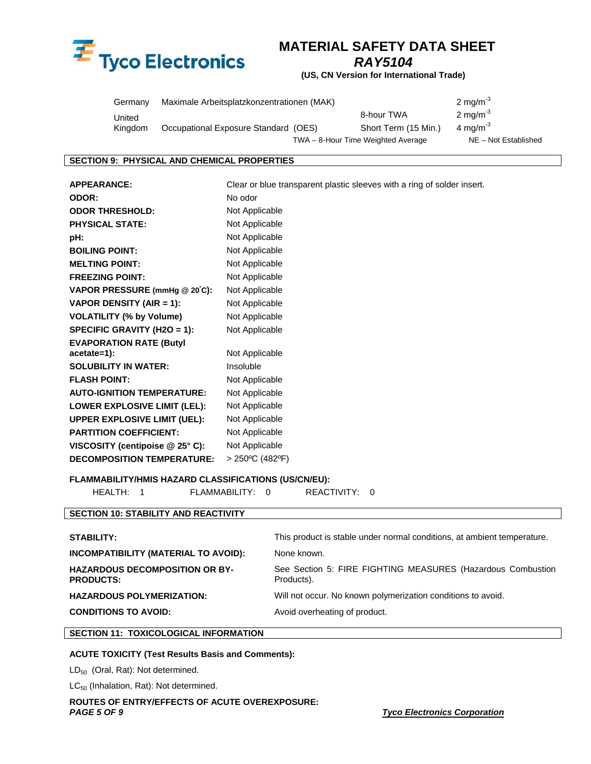| | | | |
|---|---|---|---|
| Germany | Maximale Arbeitsplatzkonzentrationen (MAK) | | 2 mg/m$^{-3}$ |
| United Kingdom | Occupational Exposure Standard (OES) | 8-hour TWA | 2 mg/m$^{-3}$ |
| | | Short Term (15 Min.) | 4 mg/m$^{-3}$ |

TWA – 8-Hour Time Weighted Average NE – Not Established

## SECTION 9: PHYSICAL AND CHEMICAL PROPERTIES

| | |
|---|---|
| **APPEARANCE:** | Clear or blue transparent plastic sleeves with a ring of solder insert. |
| **ODOR:** | No odor |
| **ODOR THRESHOLD:** | Not Applicable |
| **PHYSICAL STATE:** | Not Applicable |
| **pH:** | Not Applicable |
| **BOILING POINT:** | Not Applicable |
| **MELTING POINT:** | Not Applicable |
| **FREEZING POINT:** | Not Applicable |
| **VAPOR PRESSURE (mmHg @ 20°C):** | Not Applicable |
| **VAPOR DENSITY (AIR = 1):** | Not Applicable |
| **VOLATILITY (% by Volume)** | Not Applicable |
| **SPECIFIC GRAVITY (H2O = 1):** | Not Applicable |
| **EVAPORATION RATE (Butyl acetate=1):** | Not Applicable |
| **SOLUBILITY IN WATER:** | Insoluble |
| **FLASH POINT:** | Not Applicable |
| **AUTO-IGNITION TEMPERATURE:** | Not Applicable |
| **LOWER EXPLOSIVE LIMIT (LEL):** | Not Applicable |
| **UPPER EXPLOSIVE LIMIT (UEL):** | Not Applicable |
| **PARTITION COEFFICIENT:** | Not Applicable |
| **VISCOSITY (centipoise @ 25° C):** | Not Applicable |
| **DECOMPOSITION TEMPERATURE:** | > 250ºC (482ºF) |

**FLAMMABILITY/HMIS HAZARD CLASSIFICATIONS (US/CN/EU):**

HEALTH: 1 FLAMMABILITY: 0 REACTIVITY: 0

## SECTION 10: STABILITY AND REACTIVITY

| | |
|---|---|
| **STABILITY:** | This product is stable under normal conditions, at ambient temperature. |
| **INCOMPATIBILITY (MATERIAL TO AVOID):** | None known. |
| **HAZARDOUS DECOMPOSITION OR BY-PRODUCTS:** | See Section 5: FIRE FIGHTING MEASURES (Hazardous Combustion Products). |
| **HAZARDOUS POLYMERIZATION:** | Will not occur. No known polymerization conditions to avoid. |
| **CONDITIONS TO AVOID:** | Avoid overheating of product. |

## SECTION 11: TOXICOLOGICAL INFORMATION

**ACUTE TOXICITY (Test Results Basis and Comments):**

$LD_{50}$ (Oral, Rat): Not determined.

$LC_{50}$ (Inhalation, Rat): Not determined.

**ROUTES OF ENTRY/EFFECTS OF ACUTE OVEREXPOSURE:**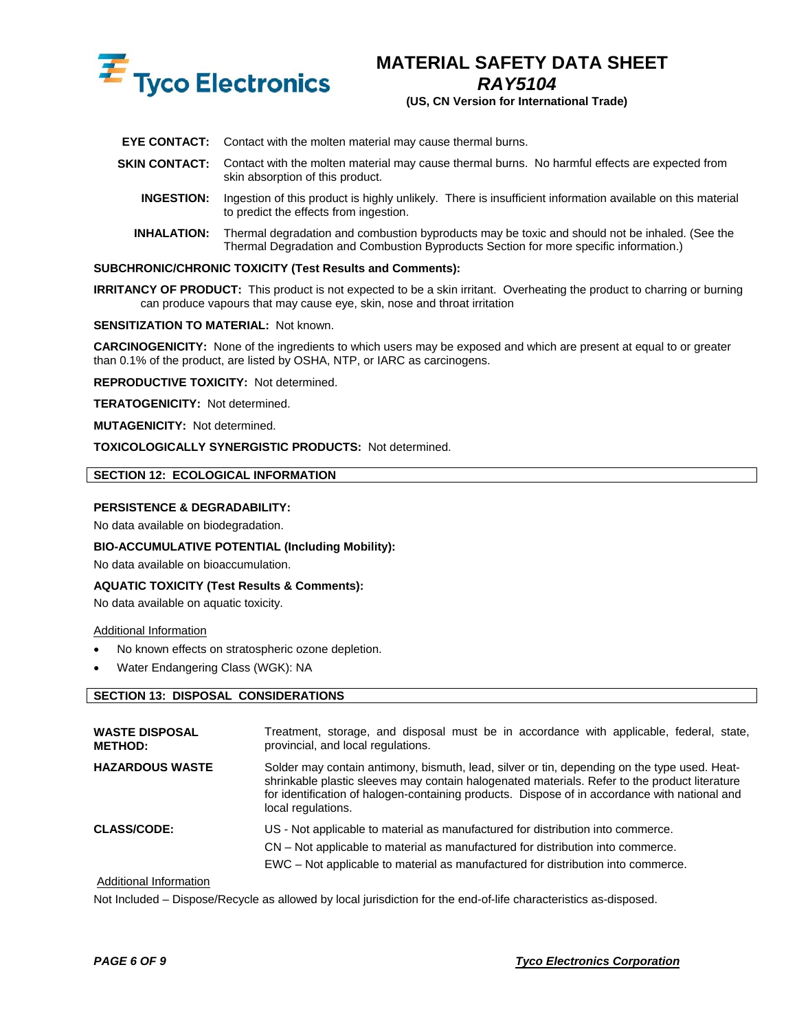**EYE CONTACT:** Contact with the molten material may cause thermal burns.

**SKIN CONTACT:** Contact with the molten material may cause thermal burns. No harmful effects are expected from skin absorption of this product.

**INGESTION:** Ingestion of this product is highly unlikely. There is insufficient information available on this material to predict the effects from ingestion.

**INHALATION:** Thermal degradation and combustion byproducts may be toxic and should not be inhaled. (See the Thermal Degradation and Combustion Byproducts Section for more specific information.)

**SUBCHRONIC/CHRONIC TOXICITY (Test Results and Comments):**

**IRRITANCY OF PRODUCT:** This product is not expected to be a skin irritant. Overheating the product to charring or burning can produce vapours that may cause eye, skin, nose and throat irritation

**SENSITIZATION TO MATERIAL:** Not known.

**CARCINOGENICITY:** None of the ingredients to which users may be exposed and which are present at equal to or greater than 0.1% of the product, are listed by OSHA, NTP, or IARC as carcinogens.

**REPRODUCTIVE TOXICITY:** Not determined.

**TERATOGENICITY:** Not determined.

**MUTAGENICITY:** Not determined.

**TOXICOLOGICALLY SYNERGISTIC PRODUCTS:** Not determined.

## SECTION 12: ECOLOGICAL INFORMATION

**PERSISTENCE & DEGRADABILITY:**

No data available on biodegradation.

**BIO-ACCUMULATIVE POTENTIAL (Including Mobility):**

No data available on bioaccumulation.

**AQUATIC TOXICITY (Test Results & Comments):**

No data available on aquatic toxicity.

Additional Information

- No known effects on stratospheric ozone depletion.
- Water Endangering Class (WGK): NA

## SECTION 13: DISPOSAL CONSIDERATIONS

**WASTE DISPOSAL METHOD:** Treatment, storage, and disposal must be in accordance with applicable, federal, state, provincial, and local regulations.

**HAZARDOUS WASTE** Solder may contain antimony, bismuth, lead, silver or tin, depending on the type used. Heat-shrinkable plastic sleeves may contain halogenated materials. Refer to the product literature for identification of halogen-containing products. Dispose of in accordance with national and local regulations.

**CLASS/CODE:**

US - Not applicable to material as manufactured for distribution into commerce.

CN – Not applicable to material as manufactured for distribution into commerce.

EWC – Not applicable to material as manufactured for distribution into commerce.

Additional Information

Not Included – Dispose/Recycle as allowed by local jurisdiction for the end-of-life characteristics as-disposed.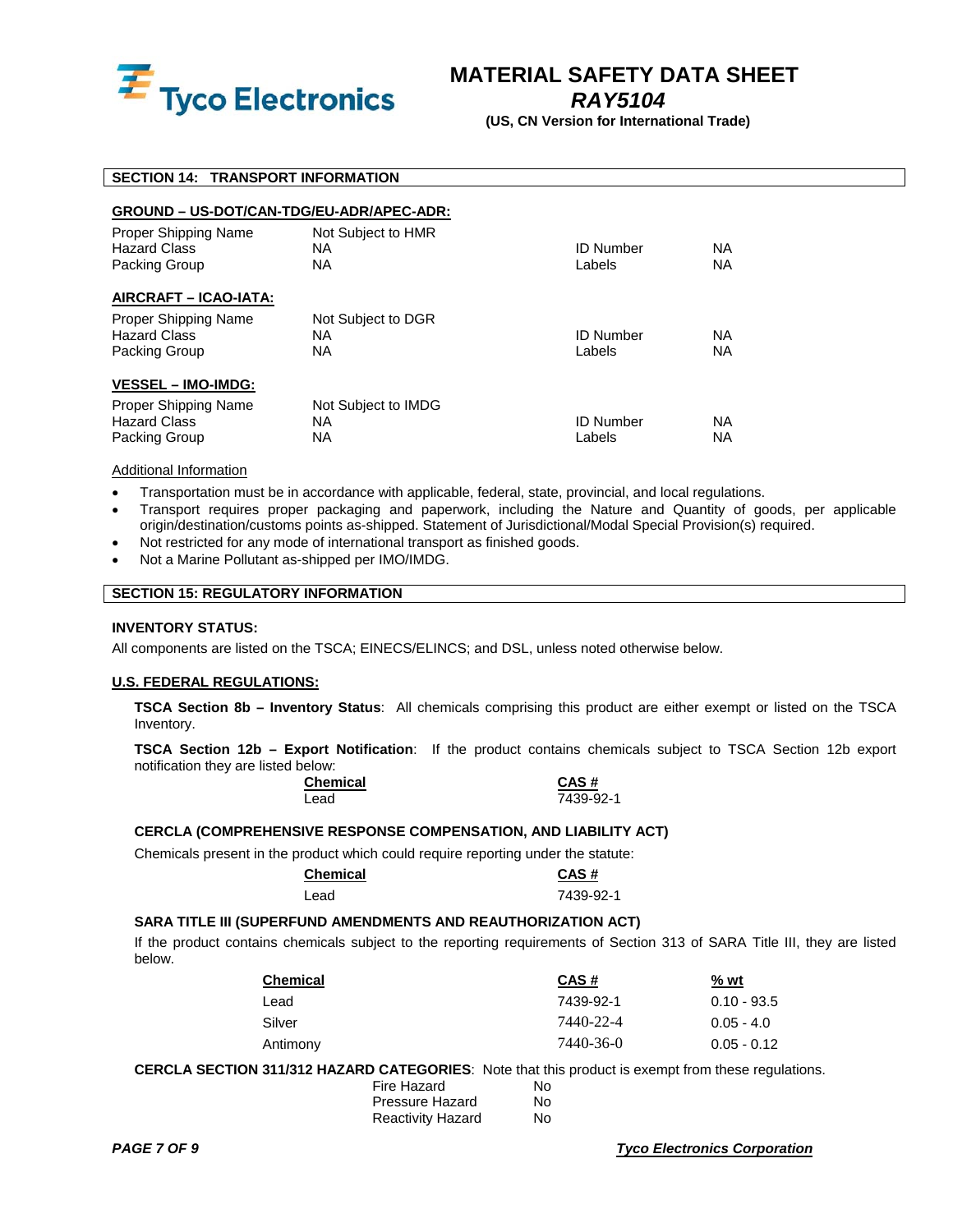## SECTION 14: TRANSPORT INFORMATION

**GROUND – US-DOT/CAN-TDG/EU-ADR/APEC-ADR:**

| | | | |
|---|---|---|---|
| Proper Shipping Name | Not Subject to HMR | | |
| Hazard Class | NA | ID Number | NA |
| Packing Group | NA | Labels | NA |

**AIRCRAFT – ICAO-IATA:**

| | | | |
|---|---|---|---|
| Proper Shipping Name | Not Subject to DGR | | |
| Hazard Class | NA | ID Number | NA |
| Packing Group | NA | Labels | NA |

**VESSEL – IMO-IMDG:**

| | | | |
|---|---|---|---|
| Proper Shipping Name | Not Subject to IMDG | | |
| Hazard Class | NA | ID Number | NA |
| Packing Group | NA | Labels | NA |

Additional Information

- Transportation must be in accordance with applicable, federal, state, provincial, and local regulations.
- Transport requires proper packaging and paperwork, including the Nature and Quantity of goods, per applicable origin/destination/customs points as-shipped. Statement of Jurisdictional/Modal Special Provision(s) required.
- Not restricted for any mode of international transport as finished goods.
- Not a Marine Pollutant as-shipped per IMO/IMDG.

## SECTION 15: REGULATORY INFORMATION

**INVENTORY STATUS:**

All components are listed on the TSCA; EINECS/ELINCS; and DSL, unless noted otherwise below.

**U.S. FEDERAL REGULATIONS:**

**TSCA Section 8b – Inventory Status**: All chemicals comprising this product are either exempt or listed on the TSCA Inventory.

**TSCA Section 12b – Export Notification**: If the product contains chemicals subject to TSCA Section 12b export notification they are listed below:

| Chemical | CAS # |
|---|---|
| Lead | 7439-92-1 |

**CERCLA (COMPREHENSIVE RESPONSE COMPENSATION, AND LIABILITY ACT)**

Chemicals present in the product which could require reporting under the statute:

| Chemical | CAS # |
|---|---|
| Lead | 7439-92-1 |

**SARA TITLE III (SUPERFUND AMENDMENTS AND REAUTHORIZATION ACT)**

If the product contains chemicals subject to the reporting requirements of Section 313 of SARA Title III, they are listed below.

| Chemical | CAS # | % wt |
|---|---|---|
| Lead | 7439-92-1 | 0.10 - 93.5 |
| Silver | 7440-22-4 | 0.05 - 4.0 |
| Antimony | 7440-36-0 | 0.05 - 0.12 |

**CERCLA SECTION 311/312 HAZARD CATEGORIES**: Note that this product is exempt from these regulations.

| | |
|---|---|
| Fire Hazard | No |
| Pressure Hazard | No |
| Reactivity Hazard | No |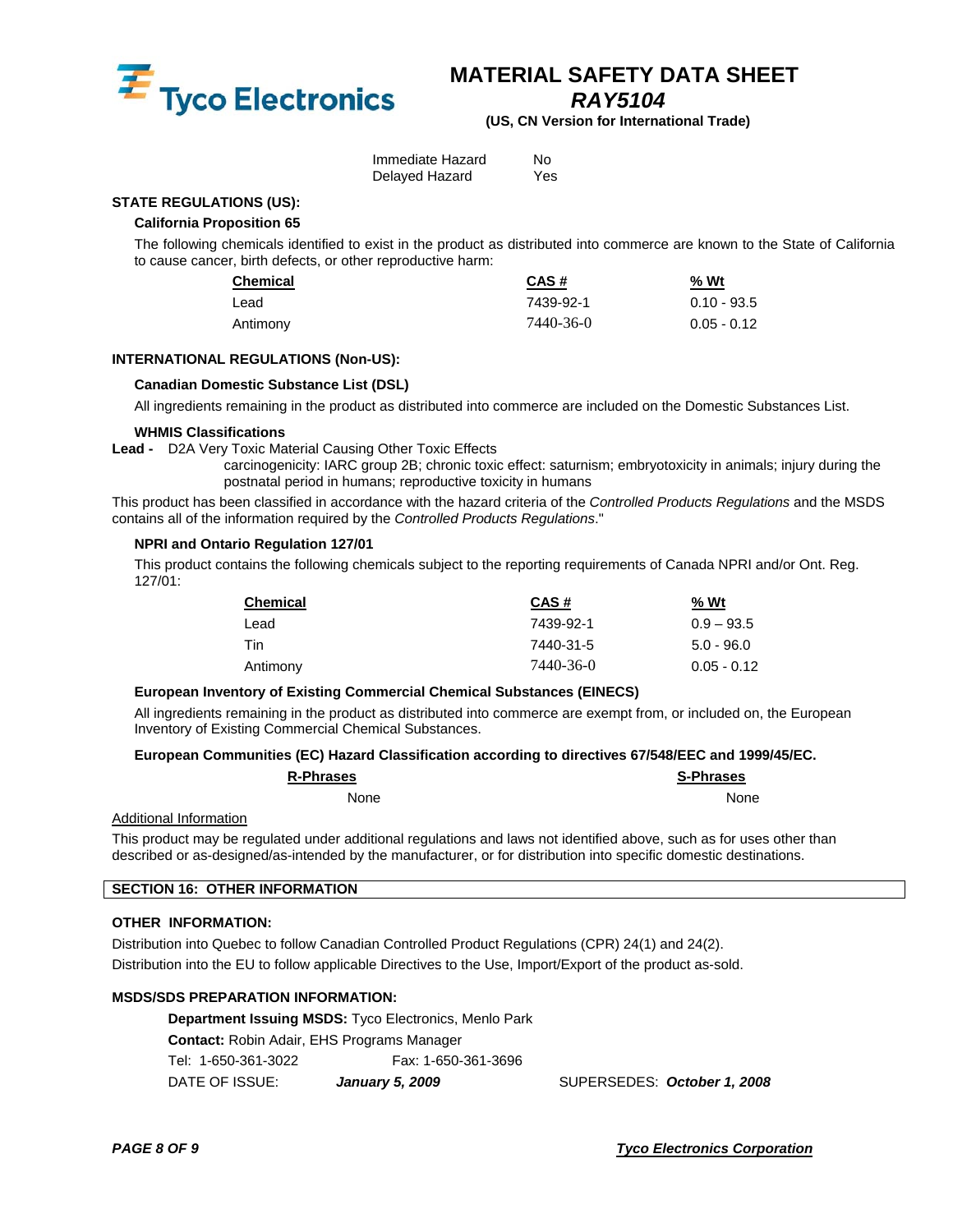Immediate Hazard No
Delayed Hazard Yes

**STATE REGULATIONS (US):**

**California Proposition 65**

The following chemicals identified to exist in the product as distributed into commerce are known to the State of California to cause cancer, birth defects, or other reproductive harm:

| Chemical | CAS # | % Wt |
|---|---|---|
| Lead | 7439-92-1 | 0.10 - 93.5 |
| Antimony | 7440-36-0 | 0.05 - 0.12 |

**INTERNATIONAL REGULATIONS (Non-US):**

**Canadian Domestic Substance List (DSL)**

All ingredients remaining in the product as distributed into commerce are included on the Domestic Substances List.

**WHMIS Classifications**

**Lead -** D2A Very Toxic Material Causing Other Toxic Effects
carcinogenicity: IARC group 2B; chronic toxic effect: saturnism; embryotoxicity in animals; injury during the postnatal period in humans; reproductive toxicity in humans

This product has been classified in accordance with the hazard criteria of the *Controlled Products Regulations* and the MSDS contains all of the information required by the *Controlled Products Regulations*."

**NPRI and Ontario Regulation 127/01**

This product contains the following chemicals subject to the reporting requirements of Canada NPRI and/or Ont. Reg. 127/01:

| Chemical | CAS # | % Wt |
|---|---|---|
| Lead | 7439-92-1 | 0.9 – 93.5 |
| Tin | 7440-31-5 | 5.0 - 96.0 |
| Antimony | 7440-36-0 | 0.05 - 0.12 |

**European Inventory of Existing Commercial Chemical Substances (EINECS)**

All ingredients remaining in the product as distributed into commerce are exempt from, or included on, the European Inventory of Existing Commercial Chemical Substances.

**European Communities (EC) Hazard Classification according to directives 67/548/EEC and 1999/45/EC.**

| R-Phrases | S-Phrases |
|---|---|
| None | None |

Additional Information

This product may be regulated under additional regulations and laws not identified above, such as for uses other than described or as-designed/as-intended by the manufacturer, or for distribution into specific domestic destinations.

## SECTION 16: OTHER INFORMATION

**OTHER INFORMATION:**

Distribution into Quebec to follow Canadian Controlled Product Regulations (CPR) 24(1) and 24(2).
Distribution into the EU to follow applicable Directives to the Use, Import/Export of the product as-sold.

**MSDS/SDS PREPARATION INFORMATION:**

**Department Issuing MSDS:** Tyco Electronics, Menlo Park
**Contact:** Robin Adair, EHS Programs Manager
Tel: 1-650-361-3022 Fax: 1-650-361-3696
DATE OF ISSUE: ***January 5, 2009*** SUPERSEDES: ***October 1, 2008***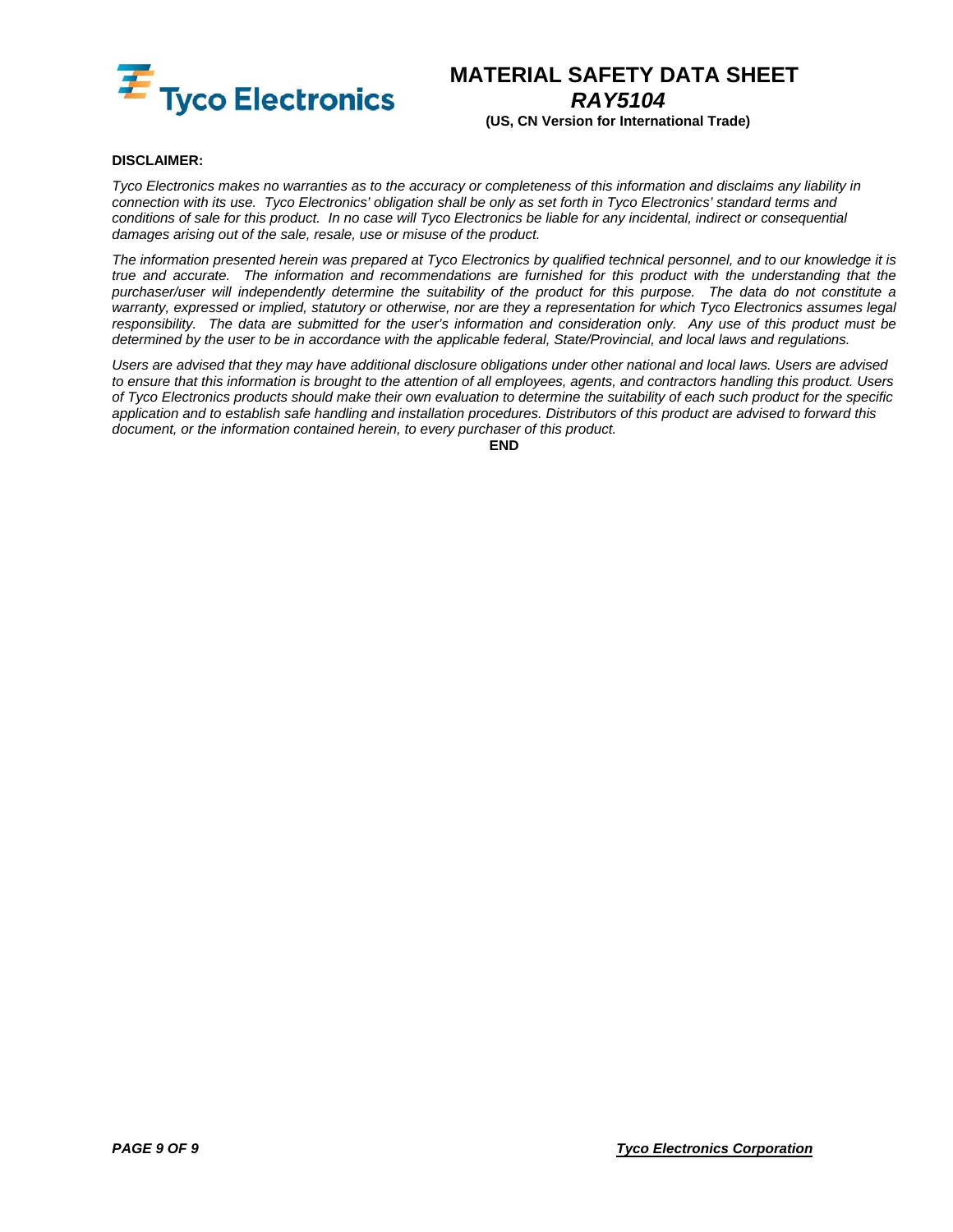**DISCLAIMER:**

*Tyco Electronics makes no warranties as to the accuracy or completeness of this information and disclaims any liability in connection with its use. Tyco Electronics' obligation shall be only as set forth in Tyco Electronics' standard terms and conditions of sale for this product. In no case will Tyco Electronics be liable for any incidental, indirect or consequential damages arising out of the sale, resale, use or misuse of the product.*

*The information presented herein was prepared at Tyco Electronics by qualified technical personnel, and to our knowledge it is true and accurate. The information and recommendations are furnished for this product with the understanding that the purchaser/user will independently determine the suitability of the product for this purpose. The data do not constitute a warranty, expressed or implied, statutory or otherwise, nor are they a representation for which Tyco Electronics assumes legal responsibility. The data are submitted for the user's information and consideration only. Any use of this product must be determined by the user to be in accordance with the applicable federal, State/Provincial, and local laws and regulations.*

*Users are advised that they may have additional disclosure obligations under other national and local laws. Users are advised to ensure that this information is brought to the attention of all employees, agents, and contractors handling this product. Users of Tyco Electronics products should make their own evaluation to determine the suitability of each such product for the specific application and to establish safe handling and installation procedures. Distributors of this product are advised to forward this document, or the information contained herein, to every purchaser of this product.*

**END**